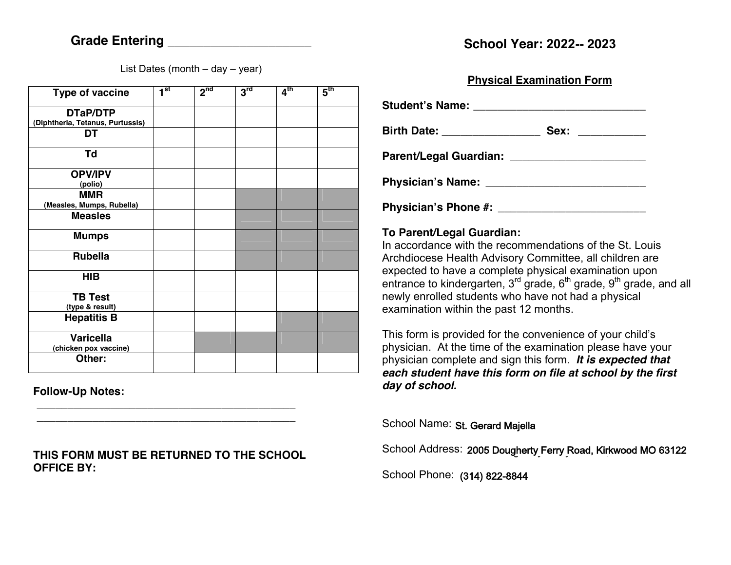**Grade Entering** ______________________

List Dates (month – day – year)

| Type of vaccine | 1st | 2nd | 3rd | 4th | 5th |
|---|---|---|---|---|---|
| **DTaP/DTP** (Diphtheria, Tetanus, Purtussis) | | | | | |
| **DT** | | | | | |
| **Td** | | | | | |
| **OPV/IPV** (polio) | | | | | |
| **MMR** (Measles, Mumps, Rubella) | | | | | |
| **Measles** | | | | | |
| **Mumps** | | | | | |
| **Rubella** | | | | | |
| **HIB** | | | | | |
| **TB Test** (type & result) | | | | | |
| **Hepatitis B** | | | | | |
| **Varicella** (chicken pox vaccine) | | | | | |
| **Other:** | | | | | |

**Follow-Up Notes:**

______________________________________________

______________________________________________

**THIS FORM MUST BE RETURNED TO THE SCHOOL OFFICE BY:**

## School Year: 2022-- 2023

### Physical Examination Form

**Student's Name:** ____________________________

**Birth Date:** ________________ **Sex:** ___________

**Parent/Legal Guardian:** ______________________

**Physician's Name:** __________________________

**Physician's Phone #:** ________________________

**To Parent/Legal Guardian:**
In accordance with the recommendations of the St. Louis Archdiocese Health Advisory Committee, all children are expected to have a complete physical examination upon entrance to kindergarten, 3rd grade, 6th grade, 9th grade, and all newly enrolled students who have not had a physical examination within the past 12 months.

This form is provided for the convenience of your child's physician. At the time of the examination please have your physician complete and sign this form. ***It is expected that each student have this form on file at school by the first day of school.***

School Name: St. Gerard Majella

School Address: 2005 Dougherty Ferry Road, Kirkwood MO 63122

School Phone: (314) 822-8844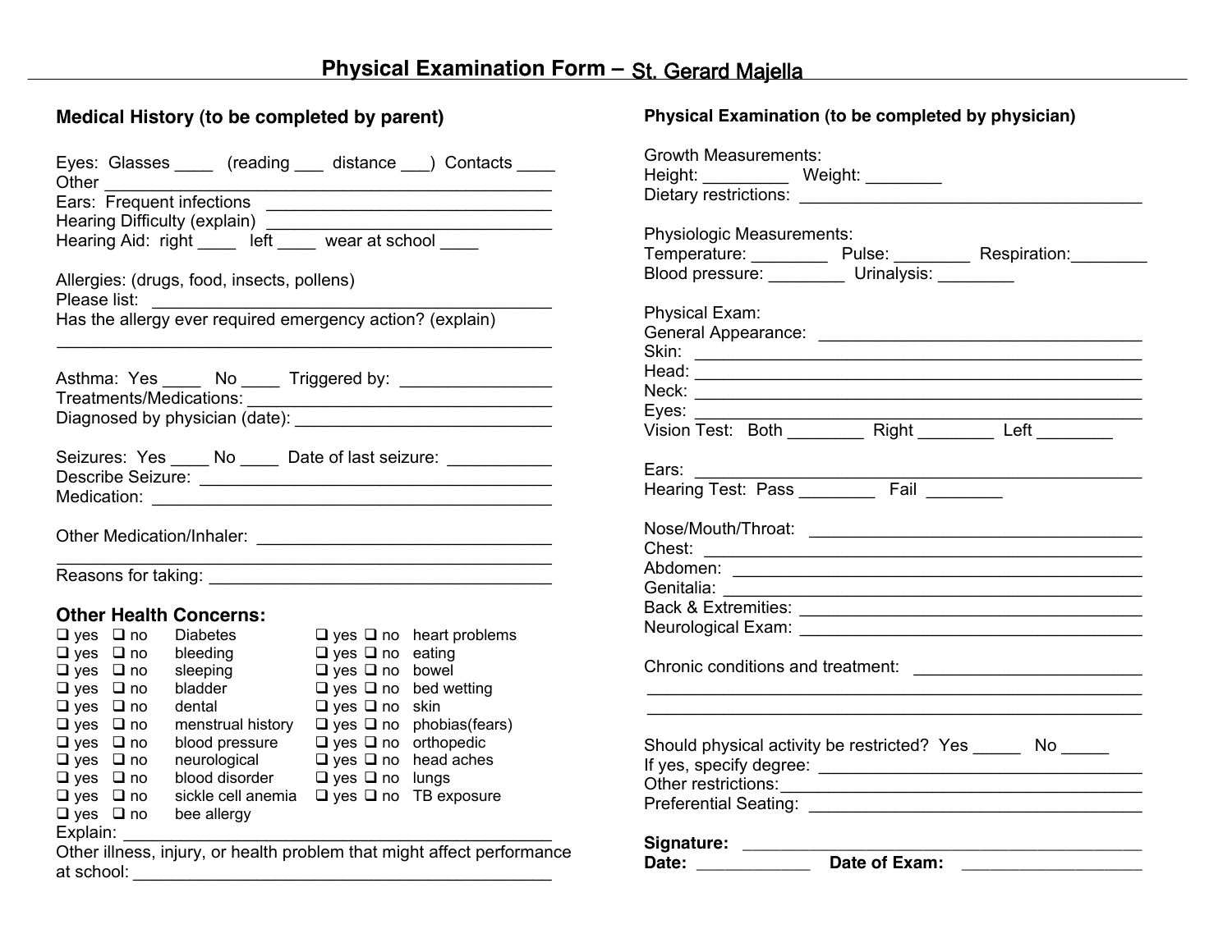# Physical Examination Form – St. Gerard Majella

## Medical History (to be completed by parent)

Eyes: Glasses ____ (reading ___ distance ___) Contacts ____
Other ______________________________________________
Ears: Frequent infections ______________________________
Hearing Difficulty (explain) ______________________________
Hearing Aid: right ____ left ____ wear at school ____

Allergies: (drugs, food, insects, pollens)
Please list: ________________________________________
Has the allergy ever required emergency action? (explain)
______________________________________________________

Asthma: Yes ____ No ____ Triggered by: _______________
Treatments/Medications: ________________________________
Diagnosed by physician (date): ___________________________

Seizures: Yes ____ No ____ Date of last seizure: __________
Describe Seizure: ____________________________________
Medication: ________________________________________

Other Medication/Inhaler: ______________________________
______________________________________________________
Reasons for taking: ___________________________________

### Other Health Concerns:

| | | | | | |
|---|---|---|---|---|---|
| ❑ yes | ❑ no | Diabetes | ❑ yes | ❑ no | heart problems |
| ❑ yes | ❑ no | bleeding | ❑ yes | ❑ no | eating |
| ❑ yes | ❑ no | sleeping | ❑ yes | ❑ no | bowel |
| ❑ yes | ❑ no | bladder | ❑ yes | ❑ no | bed wetting |
| ❑ yes | ❑ no | dental | ❑ yes | ❑ no | skin |
| ❑ yes | ❑ no | menstrual history | ❑ yes | ❑ no | phobias(fears) |
| ❑ yes | ❑ no | blood pressure | ❑ yes | ❑ no | orthopedic |
| ❑ yes | ❑ no | neurological | ❑ yes | ❑ no | head aches |
| ❑ yes | ❑ no | blood disorder | ❑ yes | ❑ no | lungs |
| ❑ yes | ❑ no | sickle cell anemia | ❑ yes | ❑ no | TB exposure |
| ❑ yes | ❑ no | bee allergy | | | |

Explain: ___________________________________________
Other illness, injury, or health problem that might affect performance at school: ____________________________________________

## Physical Examination (to be completed by physician)

Growth Measurements:
Height: _________ Weight: ________
Dietary restrictions: _____________________________________

Physiologic Measurements:
Temperature: ________ Pulse: ________ Respiration:________
Blood pressure: ________ Urinalysis: ________

Physical Exam:
General Appearance: ___________________________________
Skin: _____________________________________________
Head: _____________________________________________
Neck: _____________________________________________
Eyes: _____________________________________________
Vision Test: Both ________ Right ________ Left ________

Ears: _____________________________________________
Hearing Test: Pass ________ Fail ________

Nose/Mouth/Throat: ___________________________________
Chest: _____________________________________________
Abdomen: ___________________________________________
Genitalia: ___________________________________________
Back & Extremities: ____________________________________
Neurological Exam: ____________________________________

Chronic conditions and treatment: _________________________
______________________________________________________
______________________________________________________

Should physical activity be restricted? Yes _____ No _____
If yes, specify degree: __________________________________
Other restrictions:______________________________________
Preferential Seating: ____________________________________

**Signature:** ___________________________________________
**Date:** ____________ **Date of Exam:** __________________